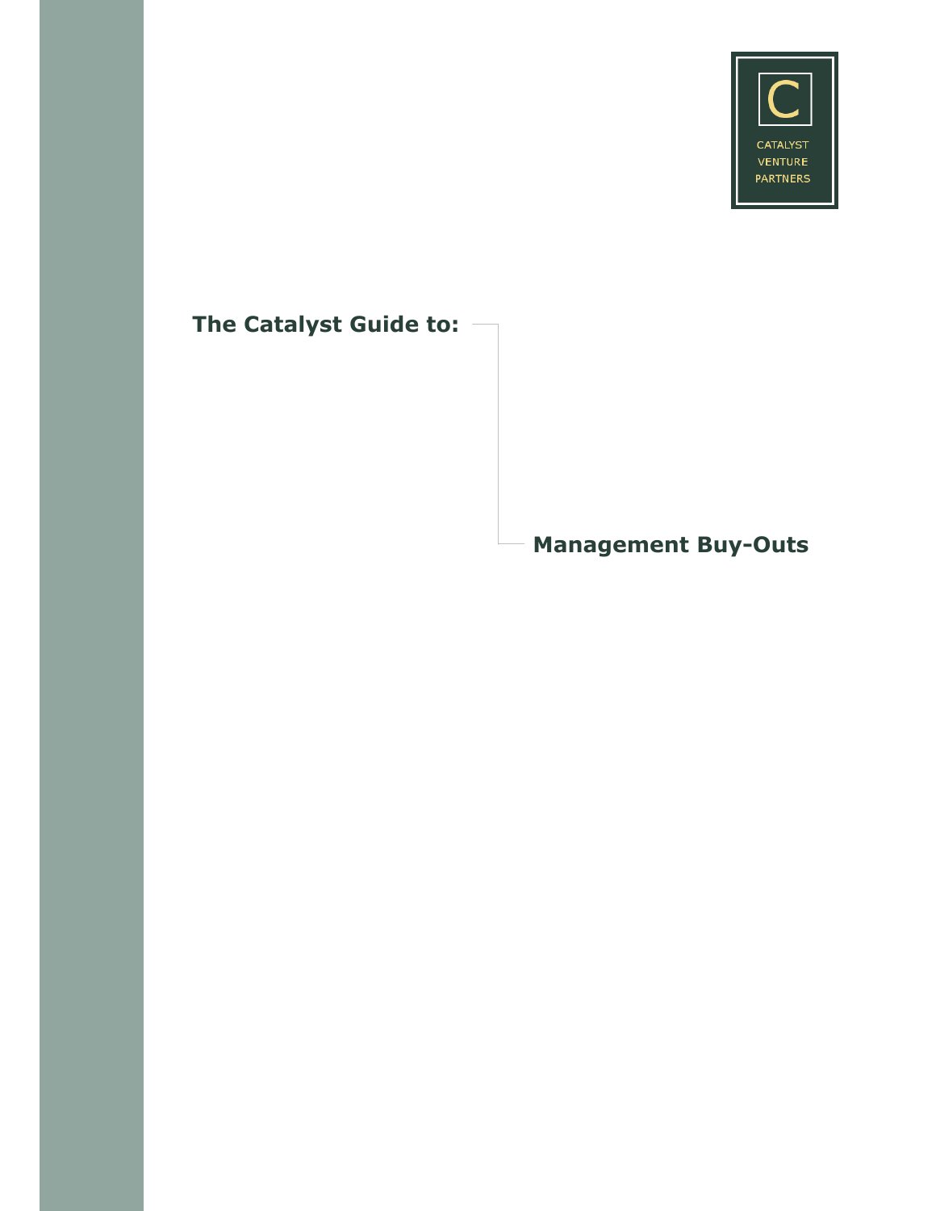CATALYST VENTURE PARTNERS

# The Catalyst Guide to:

# Management Buy-Outs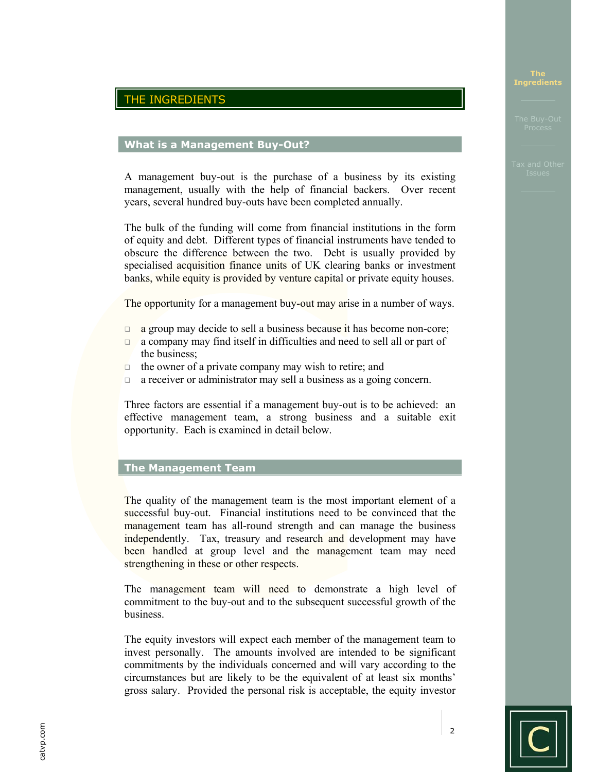# THE INGREDIENTS

## What is a Management Buy-Out?

A management buy-out is the purchase of a business by its existing management, usually with the help of financial backers. Over recent years, several hundred buy-outs have been completed annually.

The bulk of the funding will come from financial institutions in the form of equity and debt. Different types of financial instruments have tended to obscure the difference between the two. Debt is usually provided by specialised acquisition finance units of UK clearing banks or investment banks, while equity is provided by venture capital or private equity houses.

The opportunity for a management buy-out may arise in a number of ways.

- a group may decide to sell a business because it has become non-core;
- a company may find itself in difficulties and need to sell all or part of the business;
- the owner of a private company may wish to retire; and
- a receiver or administrator may sell a business as a going concern.

Three factors are essential if a management buy-out is to be achieved: an effective management team, a strong business and a suitable exit opportunity. Each is examined in detail below.

## The Management Team

The quality of the management team is the most important element of a successful buy-out. Financial institutions need to be convinced that the management team has all-round strength and can manage the business independently. Tax, treasury and research and development may have been handled at group level and the management team may need strengthening in these or other respects.

The management team will need to demonstrate a high level of commitment to the buy-out and to the subsequent successful growth of the business.

The equity investors will expect each member of the management team to invest personally. The amounts involved are intended to be significant commitments by the individuals concerned and will vary according to the circumstances but are likely to be the equivalent of at least six months' gross salary. Provided the personal risk is acceptable, the equity investor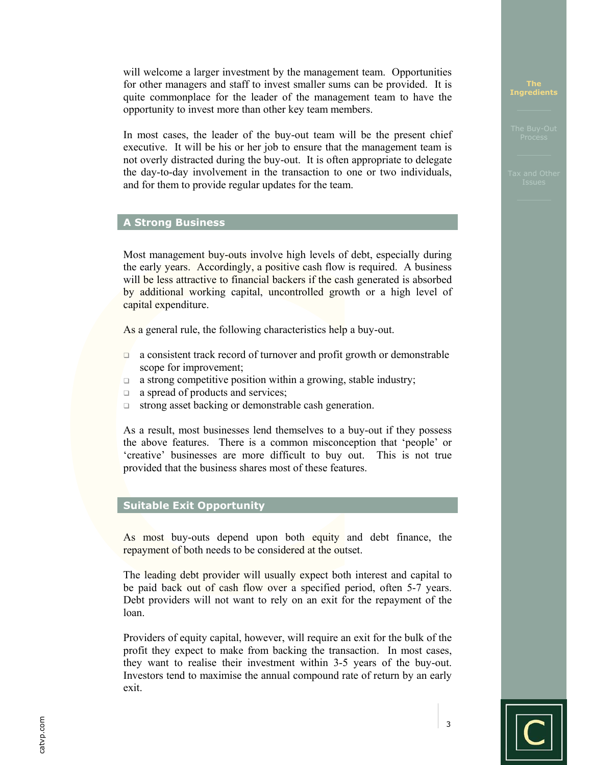will welcome a larger investment by the management team. Opportunities for other managers and staff to invest smaller sums can be provided. It is quite commonplace for the leader of the management team to have the opportunity to invest more than other key team members.

In most cases, the leader of the buy-out team will be the present chief executive. It will be his or her job to ensure that the management team is not overly distracted during the buy-out. It is often appropriate to delegate the day-to-day involvement in the transaction to one or two individuals, and for them to provide regular updates for the team.

## A Strong Business

Most management buy-outs involve high levels of debt, especially during the early years. Accordingly, a positive cash flow is required. A business will be less attractive to financial backers if the cash generated is absorbed by additional working capital, uncontrolled growth or a high level of capital expenditure.

As a general rule, the following characteristics help a buy-out.

- a consistent track record of turnover and profit growth or demonstrable scope for improvement;
- a strong competitive position within a growing, stable industry;
- a spread of products and services;
- strong asset backing or demonstrable cash generation.

As a result, most businesses lend themselves to a buy-out if they possess the above features. There is a common misconception that 'people' or 'creative' businesses are more difficult to buy out. This is not true provided that the business shares most of these features.

## Suitable Exit Opportunity

As most buy-outs depend upon both equity and debt finance, the repayment of both needs to be considered at the outset.

The leading debt provider will usually expect both interest and capital to be paid back out of cash flow over a specified period, often 5-7 years. Debt providers will not want to rely on an exit for the repayment of the loan.

Providers of equity capital, however, will require an exit for the bulk of the profit they expect to make from backing the transaction. In most cases, they want to realise their investment within 3-5 years of the buy-out. Investors tend to maximise the annual compound rate of return by an early exit.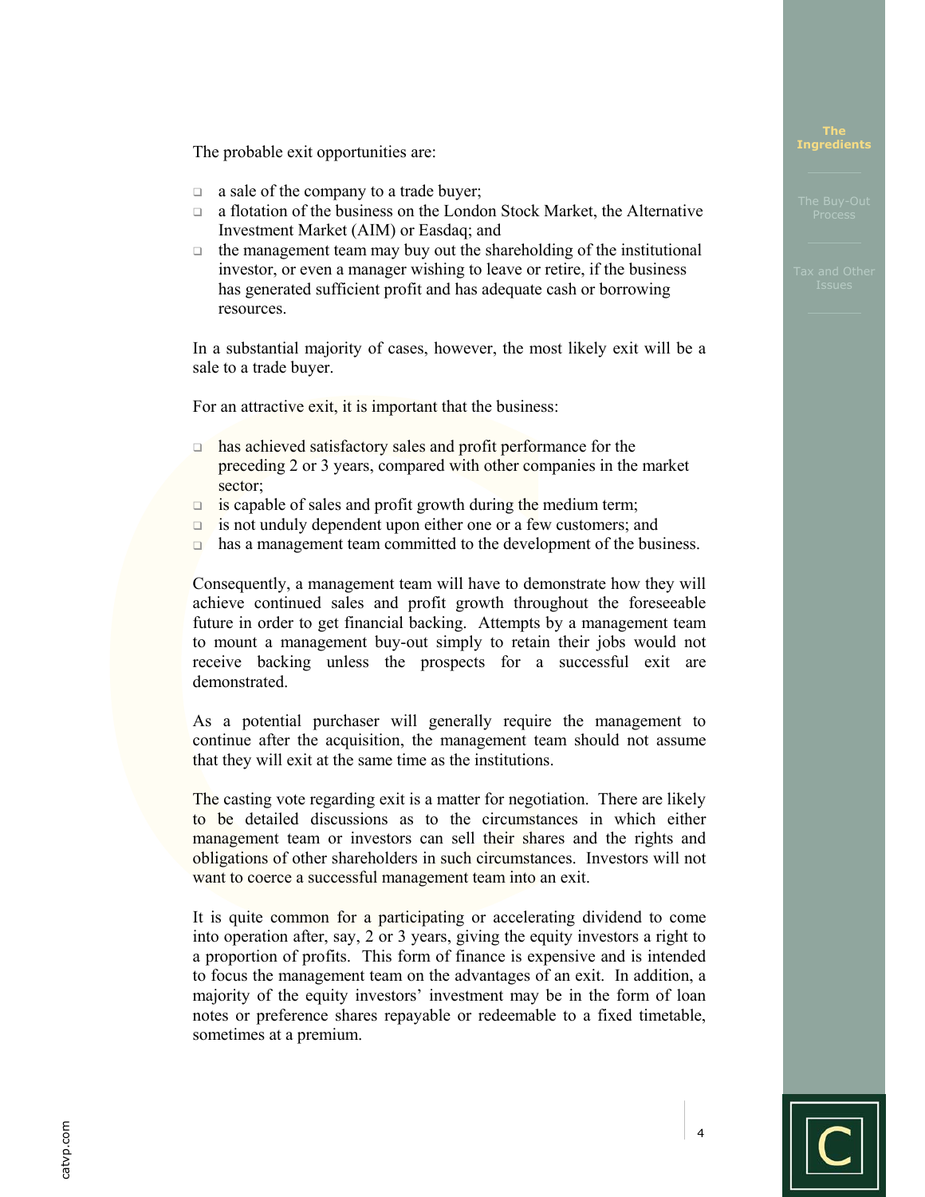The probable exit opportunities are:

- a sale of the company to a trade buyer;
- a flotation of the business on the London Stock Market, the Alternative Investment Market (AIM) or Easdaq; and
- the management team may buy out the shareholding of the institutional investor, or even a manager wishing to leave or retire, if the business has generated sufficient profit and has adequate cash or borrowing resources.

In a substantial majority of cases, however, the most likely exit will be a sale to a trade buyer.

For an attractive exit, it is important that the business:

- has achieved satisfactory sales and profit performance for the preceding 2 or 3 years, compared with other companies in the market sector;
- is capable of sales and profit growth during the medium term;
- is not unduly dependent upon either one or a few customers; and
- has a management team committed to the development of the business.

Consequently, a management team will have to demonstrate how they will achieve continued sales and profit growth throughout the foreseeable future in order to get financial backing. Attempts by a management team to mount a management buy-out simply to retain their jobs would not receive backing unless the prospects for a successful exit are demonstrated.

As a potential purchaser will generally require the management to continue after the acquisition, the management team should not assume that they will exit at the same time as the institutions.

The casting vote regarding exit is a matter for negotiation. There are likely to be detailed discussions as to the circumstances in which either management team or investors can sell their shares and the rights and obligations of other shareholders in such circumstances. Investors will not want to coerce a successful management team into an exit.

It is quite common for a participating or accelerating dividend to come into operation after, say, 2 or 3 years, giving the equity investors a right to a proportion of profits. This form of finance is expensive and is intended to focus the management team on the advantages of an exit. In addition, a majority of the equity investors' investment may be in the form of loan notes or preference shares repayable or redeemable to a fixed timetable, sometimes at a premium.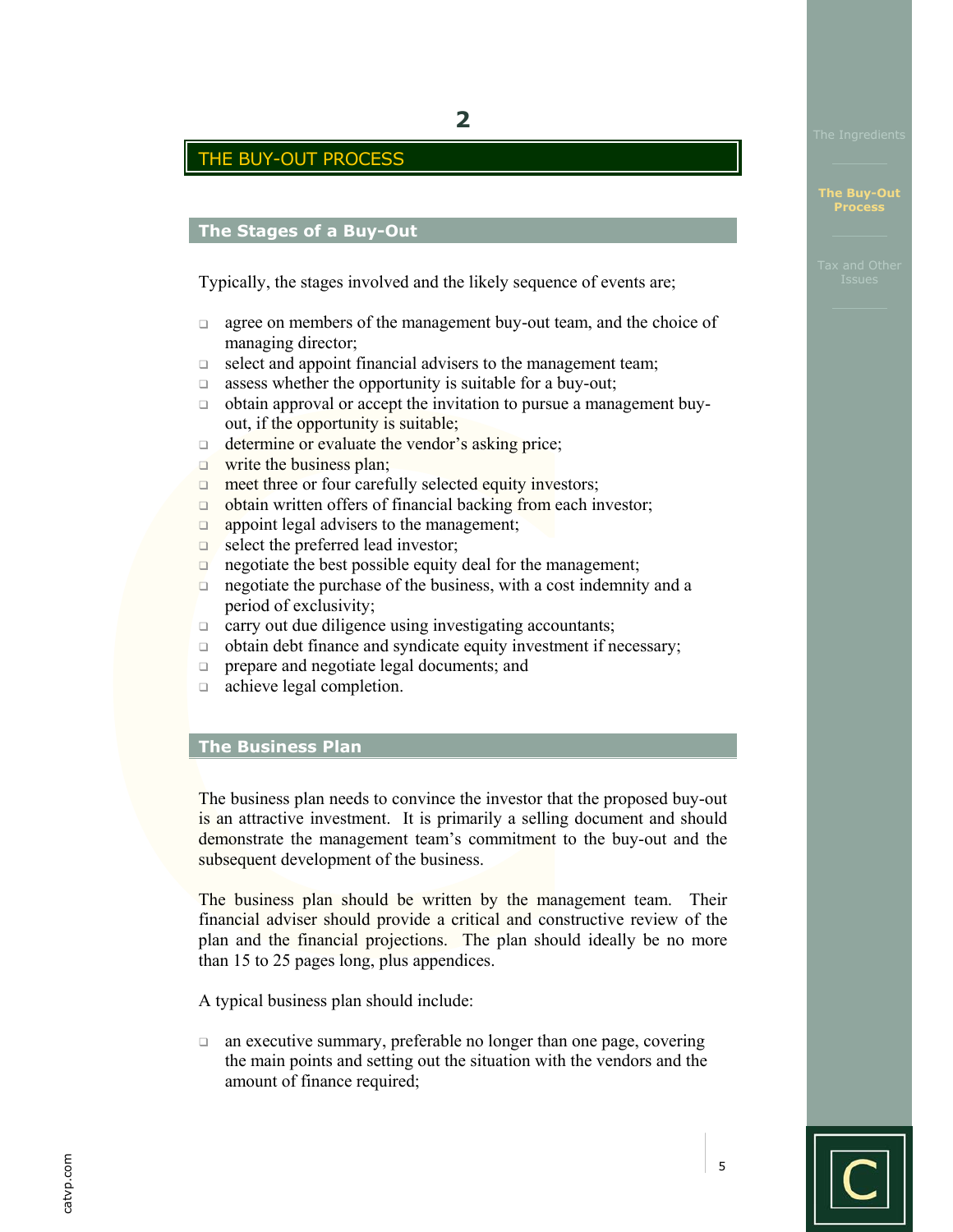# 2

# THE BUY-OUT PROCESS

## The Stages of a Buy-Out

Typically, the stages involved and the likely sequence of events are;

- agree on members of the management buy-out team, and the choice of managing director;
- select and appoint financial advisers to the management team;
- assess whether the opportunity is suitable for a buy-out;
- obtain approval or accept the invitation to pursue a management buy-out, if the opportunity is suitable;
- determine or evaluate the vendor's asking price;
- write the business plan;
- meet three or four carefully selected equity investors;
- obtain written offers of financial backing from each investor;
- appoint legal advisers to the management;
- select the preferred lead investor;
- negotiate the best possible equity deal for the management;
- negotiate the purchase of the business, with a cost indemnity and a period of exclusivity;
- carry out due diligence using investigating accountants;
- obtain debt finance and syndicate equity investment if necessary;
- prepare and negotiate legal documents; and
- achieve legal completion.

## The Business Plan

The business plan needs to convince the investor that the proposed buy-out is an attractive investment. It is primarily a selling document and should demonstrate the management team's commitment to the buy-out and the subsequent development of the business.

The business plan should be written by the management team. Their financial adviser should provide a critical and constructive review of the plan and the financial projections. The plan should ideally be no more than 15 to 25 pages long, plus appendices.

A typical business plan should include:

- an executive summary, preferable no longer than one page, covering the main points and setting out the situation with the vendors and the amount of finance required;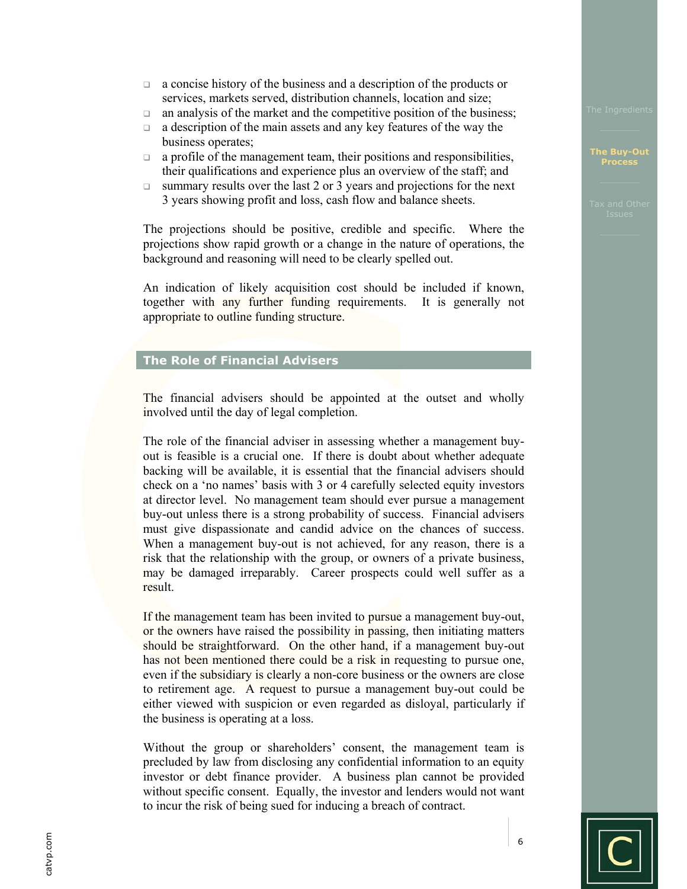- a concise history of the business and a description of the products or services, markets served, distribution channels, location and size;
- an analysis of the market and the competitive position of the business;
- a description of the main assets and any key features of the way the business operates;
- a profile of the management team, their positions and responsibilities, their qualifications and experience plus an overview of the staff; and
- summary results over the last 2 or 3 years and projections for the next 3 years showing profit and loss, cash flow and balance sheets.

The projections should be positive, credible and specific. Where the projections show rapid growth or a change in the nature of operations, the background and reasoning will need to be clearly spelled out.

An indication of likely acquisition cost should be included if known, together with any further funding requirements. It is generally not appropriate to outline funding structure.

## The Role of Financial Advisers

The financial advisers should be appointed at the outset and wholly involved until the day of legal completion.

The role of the financial adviser in assessing whether a management buy-out is feasible is a crucial one. If there is doubt about whether adequate backing will be available, it is essential that the financial advisers should check on a 'no names' basis with 3 or 4 carefully selected equity investors at director level. No management team should ever pursue a management buy-out unless there is a strong probability of success. Financial advisers must give dispassionate and candid advice on the chances of success. When a management buy-out is not achieved, for any reason, there is a risk that the relationship with the group, or owners of a private business, may be damaged irreparably. Career prospects could well suffer as a result.

If the management team has been invited to pursue a management buy-out, or the owners have raised the possibility in passing, then initiating matters should be straightforward. On the other hand, if a management buy-out has not been mentioned there could be a risk in requesting to pursue one, even if the subsidiary is clearly a non-core business or the owners are close to retirement age. A request to pursue a management buy-out could be either viewed with suspicion or even regarded as disloyal, particularly if the business is operating at a loss.

Without the group or shareholders' consent, the management team is precluded by law from disclosing any confidential information to an equity investor or debt finance provider. A business plan cannot be provided without specific consent. Equally, the investor and lenders would not want to incur the risk of being sued for inducing a breach of contract.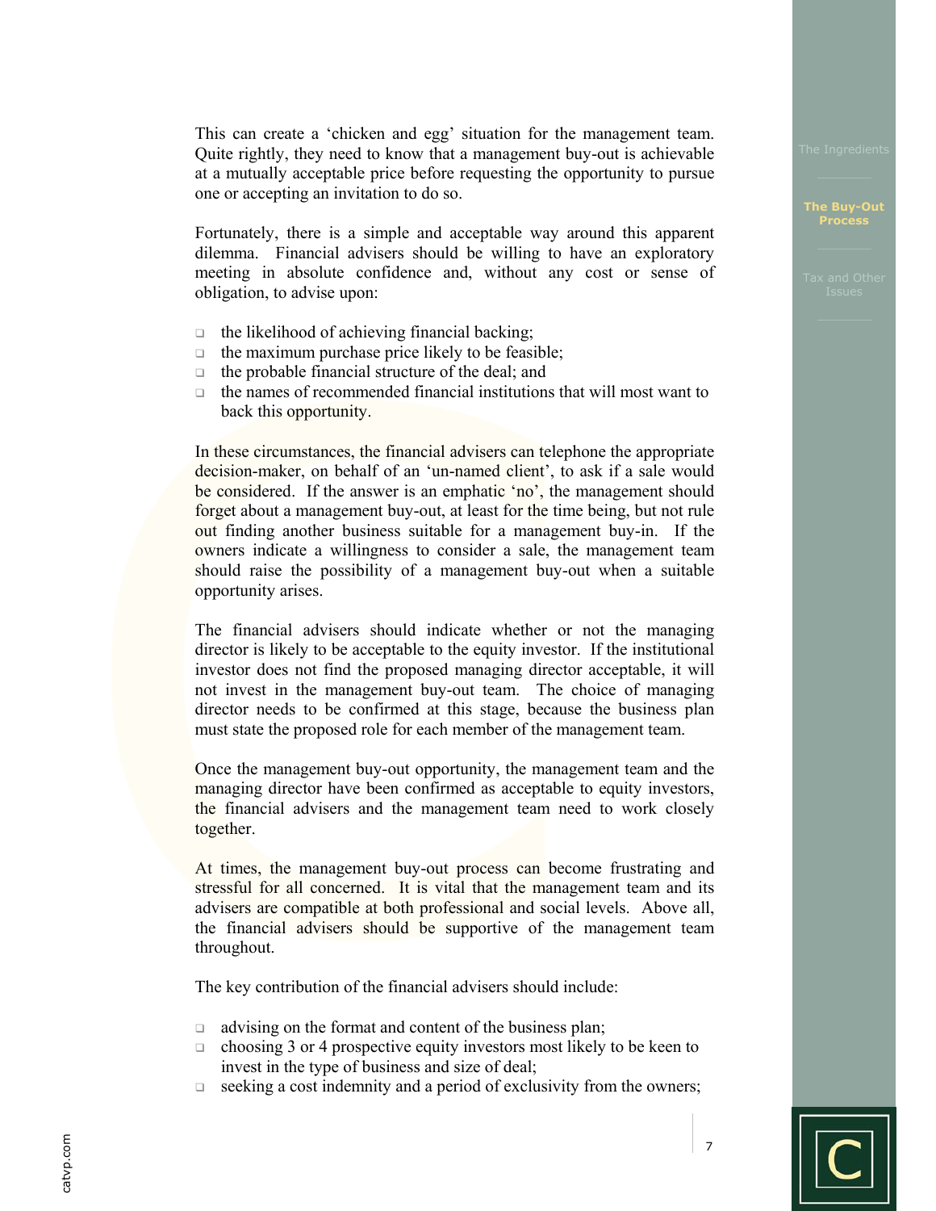This can create a 'chicken and egg' situation for the management team. Quite rightly, they need to know that a management buy-out is achievable at a mutually acceptable price before requesting the opportunity to pursue one or accepting an invitation to do so.

Fortunately, there is a simple and acceptable way around this apparent dilemma. Financial advisers should be willing to have an exploratory meeting in absolute confidence and, without any cost or sense of obligation, to advise upon:

- the likelihood of achieving financial backing;
- the maximum purchase price likely to be feasible;
- the probable financial structure of the deal; and
- the names of recommended financial institutions that will most want to back this opportunity.

In these circumstances, the financial advisers can telephone the appropriate decision-maker, on behalf of an 'un-named client', to ask if a sale would be considered. If the answer is an emphatic 'no', the management should forget about a management buy-out, at least for the time being, but not rule out finding another business suitable for a management buy-in. If the owners indicate a willingness to consider a sale, the management team should raise the possibility of a management buy-out when a suitable opportunity arises.

The financial advisers should indicate whether or not the managing director is likely to be acceptable to the equity investor. If the institutional investor does not find the proposed managing director acceptable, it will not invest in the management buy-out team. The choice of managing director needs to be confirmed at this stage, because the business plan must state the proposed role for each member of the management team.

Once the management buy-out opportunity, the management team and the managing director have been confirmed as acceptable to equity investors, the financial advisers and the management team need to work closely together.

At times, the management buy-out process can become frustrating and stressful for all concerned. It is vital that the management team and its advisers are compatible at both professional and social levels. Above all, the financial advisers should be supportive of the management team throughout.

The key contribution of the financial advisers should include:

- advising on the format and content of the business plan;
- choosing 3 or 4 prospective equity investors most likely to be keen to invest in the type of business and size of deal;
- seeking a cost indemnity and a period of exclusivity from the owners;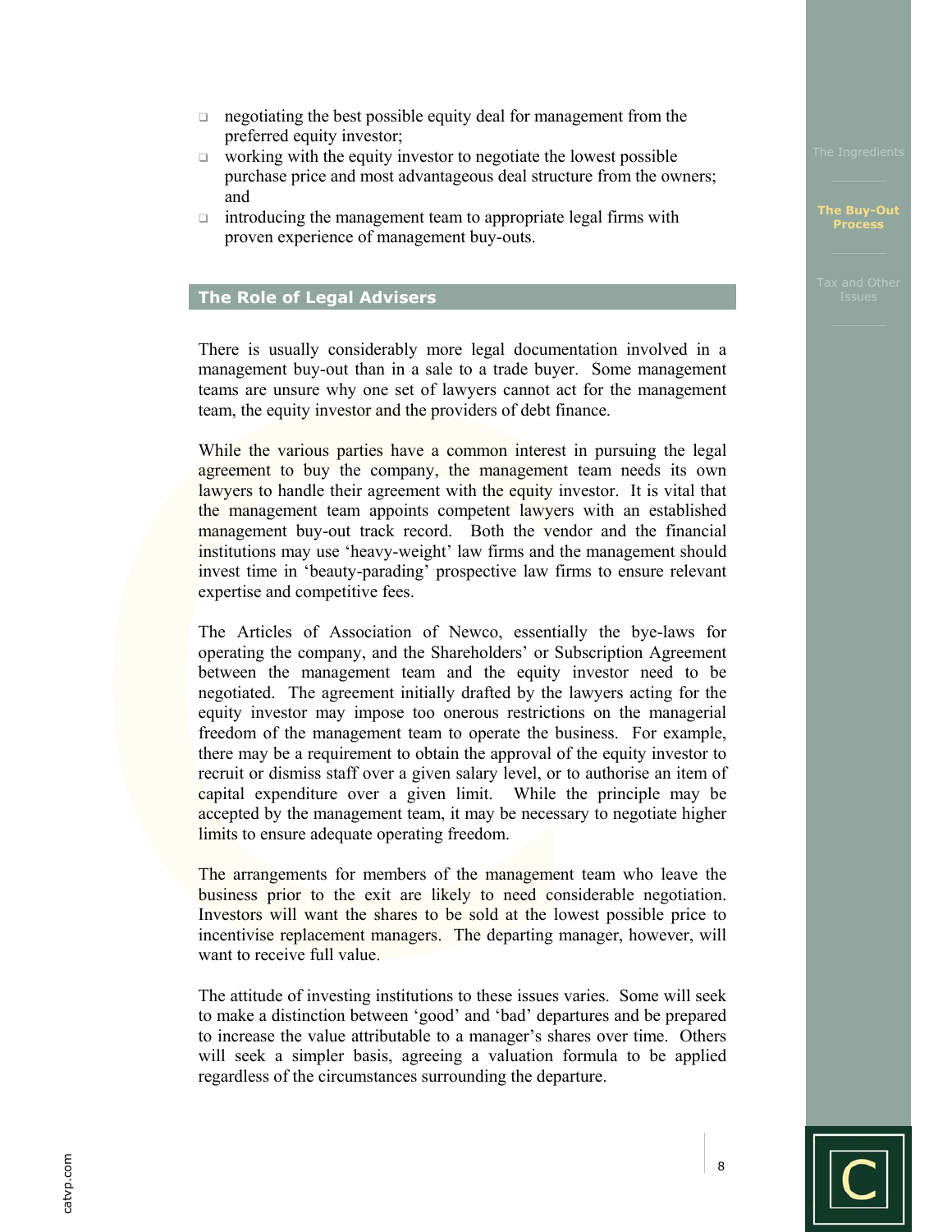- negotiating the best possible equity deal for management from the preferred equity investor;
- working with the equity investor to negotiate the lowest possible purchase price and most advantageous deal structure from the owners; and
- introducing the management team to appropriate legal firms with proven experience of management buy-outs.

## The Role of Legal Advisers

There is usually considerably more legal documentation involved in a management buy-out than in a sale to a trade buyer. Some management teams are unsure why one set of lawyers cannot act for the management team, the equity investor and the providers of debt finance.

While the various parties have a common interest in pursuing the legal agreement to buy the company, the management team needs its own lawyers to handle their agreement with the equity investor. It is vital that the management team appoints competent lawyers with an established management buy-out track record. Both the vendor and the financial institutions may use 'heavy-weight' law firms and the management should invest time in 'beauty-parading' prospective law firms to ensure relevant expertise and competitive fees.

The Articles of Association of Newco, essentially the bye-laws for operating the company, and the Shareholders' or Subscription Agreement between the management team and the equity investor need to be negotiated. The agreement initially drafted by the lawyers acting for the equity investor may impose too onerous restrictions on the managerial freedom of the management team to operate the business. For example, there may be a requirement to obtain the approval of the equity investor to recruit or dismiss staff over a given salary level, or to authorise an item of capital expenditure over a given limit. While the principle may be accepted by the management team, it may be necessary to negotiate higher limits to ensure adequate operating freedom.

The arrangements for members of the management team who leave the business prior to the exit are likely to need considerable negotiation. Investors will want the shares to be sold at the lowest possible price to incentivise replacement managers. The departing manager, however, will want to receive full value.

The attitude of investing institutions to these issues varies. Some will seek to make a distinction between 'good' and 'bad' departures and be prepared to increase the value attributable to a manager's shares over time. Others will seek a simpler basis, agreeing a valuation formula to be applied regardless of the circumstances surrounding the departure.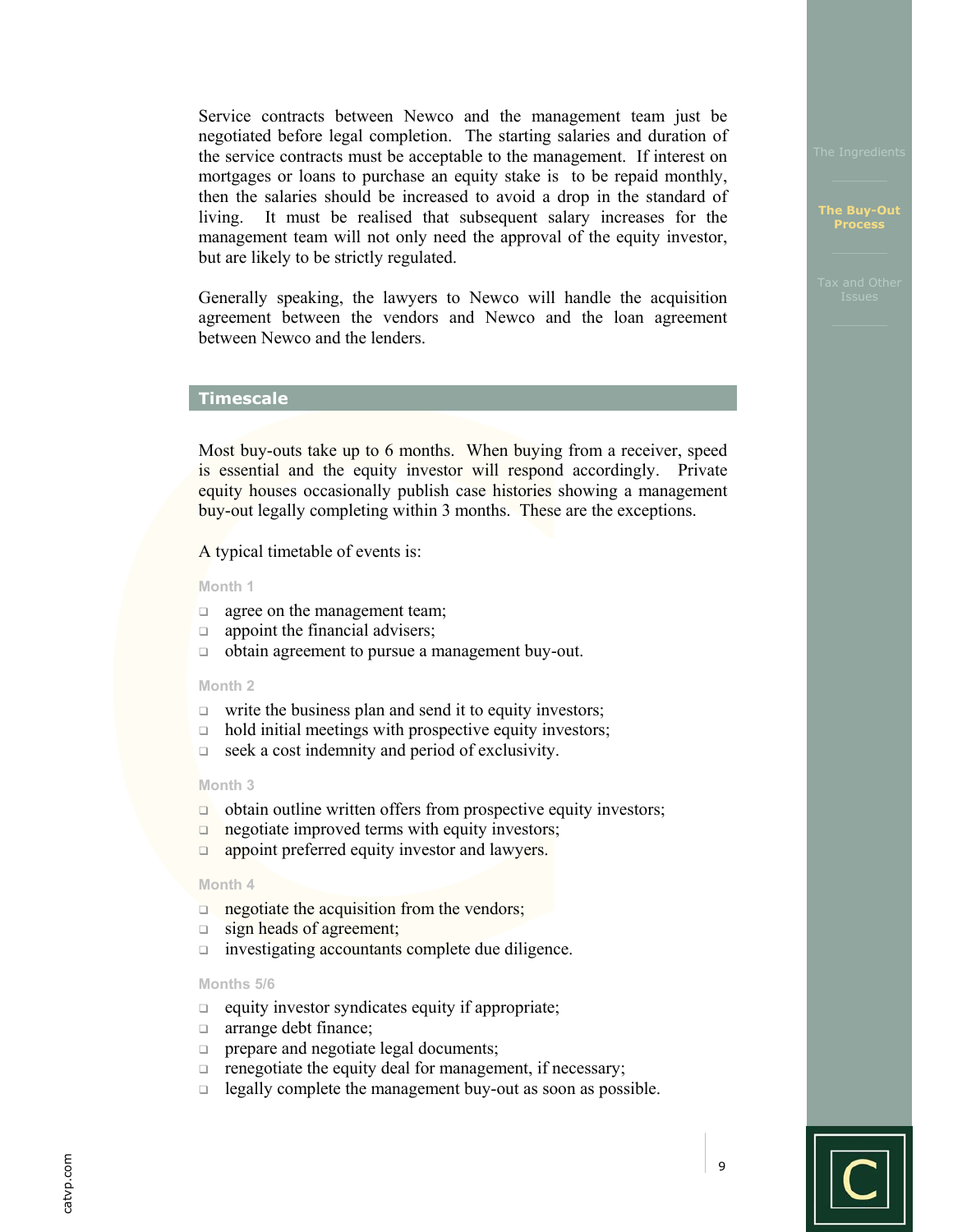Service contracts between Newco and the management team just be negotiated before legal completion. The starting salaries and duration of the service contracts must be acceptable to the management. If interest on mortgages or loans to purchase an equity stake is to be repaid monthly, then the salaries should be increased to avoid a drop in the standard of living. It must be realised that subsequent salary increases for the management team will not only need the approval of the equity investor, but are likely to be strictly regulated.

Generally speaking, the lawyers to Newco will handle the acquisition agreement between the vendors and Newco and the loan agreement between Newco and the lenders.

## Timescale

Most buy-outs take up to 6 months. When buying from a receiver, speed is essential and the equity investor will respond accordingly. Private equity houses occasionally publish case histories showing a management buy-out legally completing within 3 months. These are the exceptions.

A typical timetable of events is:

### Month 1

- agree on the management team;
- appoint the financial advisers;
- obtain agreement to pursue a management buy-out.

### Month 2

- write the business plan and send it to equity investors;
- hold initial meetings with prospective equity investors;
- seek a cost indemnity and period of exclusivity.

### Month 3

- obtain outline written offers from prospective equity investors;
- negotiate improved terms with equity investors;
- appoint preferred equity investor and lawyers.

### Month 4

- negotiate the acquisition from the vendors;
- sign heads of agreement;
- investigating accountants complete due diligence.

### Months 5/6

- equity investor syndicates equity if appropriate;
- arrange debt finance;
- prepare and negotiate legal documents;
- renegotiate the equity deal for management, if necessary;
- legally complete the management buy-out as soon as possible.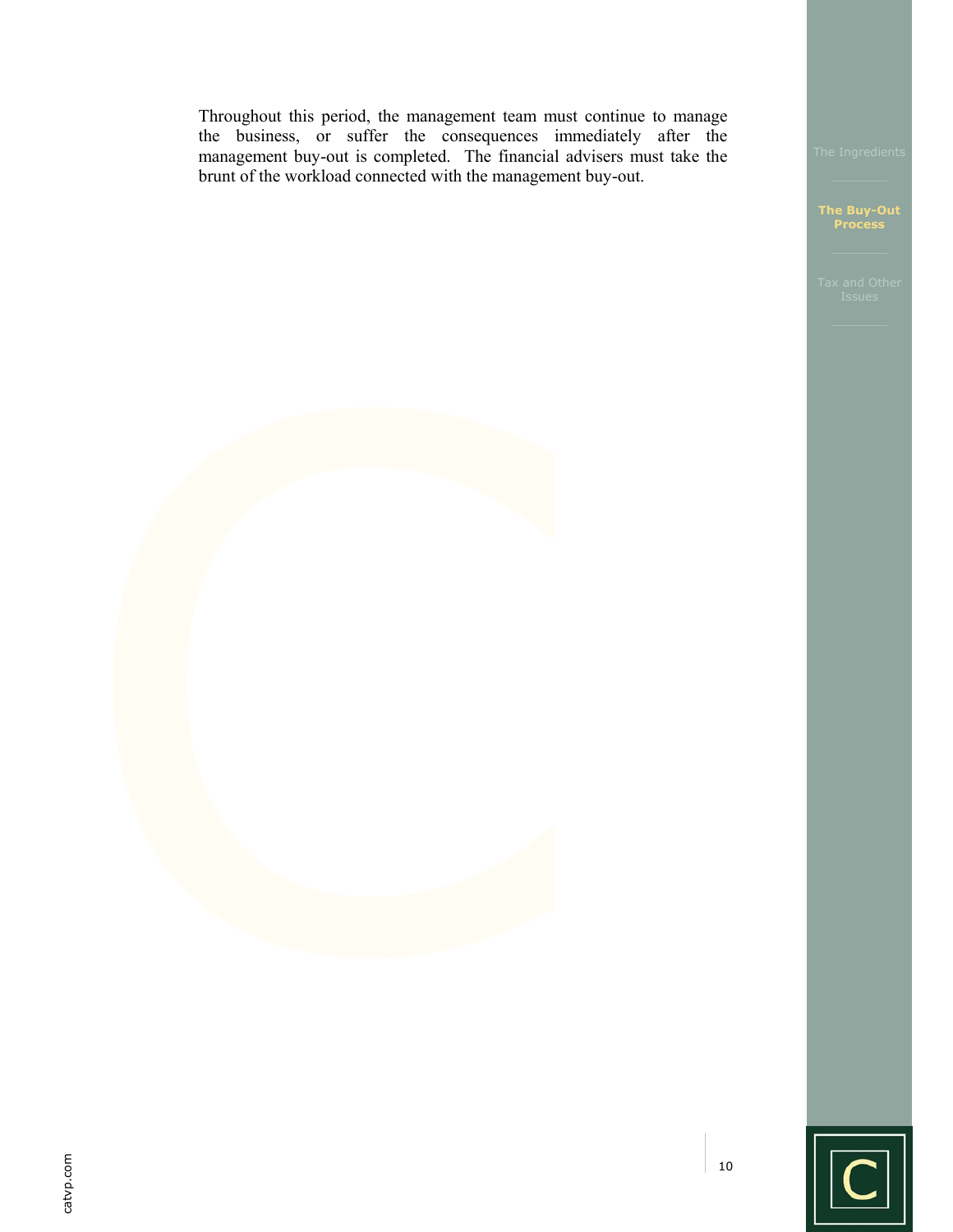Throughout this period, the management team must continue to manage the business, or suffer the consequences immediately after the management buy-out is completed. The financial advisers must take the brunt of the workload connected with the management buy-out.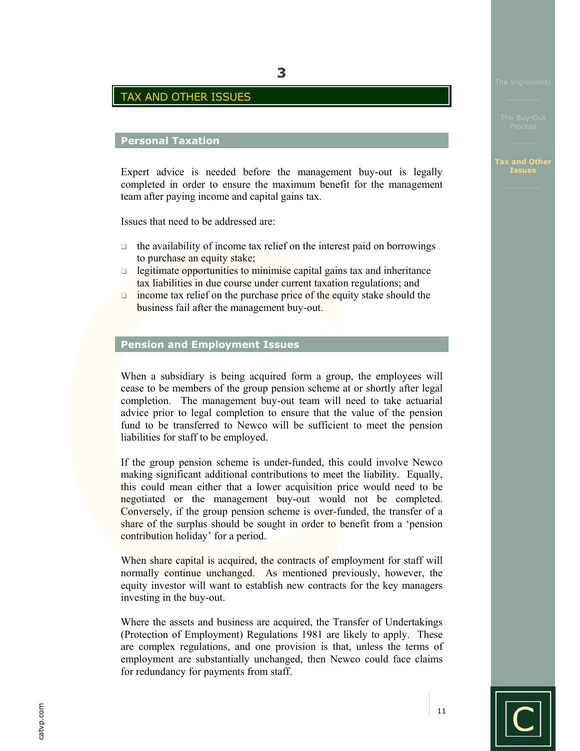# 3

## TAX AND OTHER ISSUES

### Personal Taxation

Expert advice is needed before the management buy-out is legally completed in order to ensure the maximum benefit for the management team after paying income and capital gains tax.

Issues that need to be addressed are:

- the availability of income tax relief on the interest paid on borrowings to purchase an equity stake;
- legitimate opportunities to minimise capital gains tax and inheritance tax liabilities in due course under current taxation regulations; and
- income tax relief on the purchase price of the equity stake should the business fail after the management buy-out.

### Pension and Employment Issues

When a subsidiary is being acquired form a group, the employees will cease to be members of the group pension scheme at or shortly after legal completion. The management buy-out team will need to take actuarial advice prior to legal completion to ensure that the value of the pension fund to be transferred to Newco will be sufficient to meet the pension liabilities for staff to be employed.

If the group pension scheme is under-funded, this could involve Newco making significant additional contributions to meet the liability. Equally, this could mean either that a lower acquisition price would need to be negotiated or the management buy-out would not be completed. Conversely, if the group pension scheme is over-funded, the transfer of a share of the surplus should be sought in order to benefit from a 'pension contribution holiday' for a period.

When share capital is acquired, the contracts of employment for staff will normally continue unchanged. As mentioned previously, however, the equity investor will want to establish new contracts for the key managers investing in the buy-out.

Where the assets and business are acquired, the Transfer of Undertakings (Protection of Employment) Regulations 1981 are likely to apply. These are complex regulations, and one provision is that, unless the terms of employment are substantially unchanged, then Newco could face claims for redundancy for payments from staff.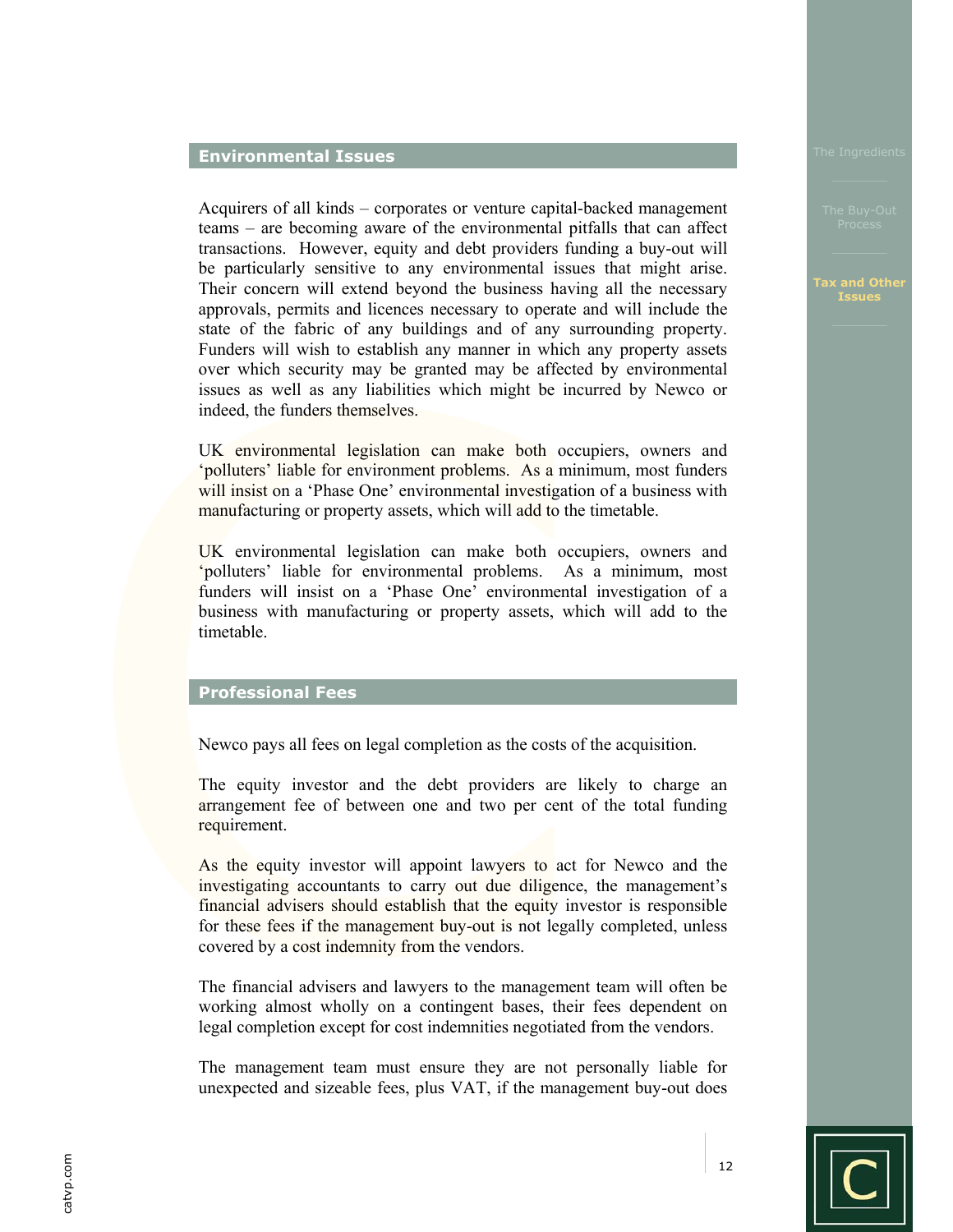## Environmental Issues

Acquirers of all kinds – corporates or venture capital-backed management teams – are becoming aware of the environmental pitfalls that can affect transactions. However, equity and debt providers funding a buy-out will be particularly sensitive to any environmental issues that might arise. Their concern will extend beyond the business having all the necessary approvals, permits and licences necessary to operate and will include the state of the fabric of any buildings and of any surrounding property. Funders will wish to establish any manner in which any property assets over which security may be granted may be affected by environmental issues as well as any liabilities which might be incurred by Newco or indeed, the funders themselves.

UK environmental legislation can make both occupiers, owners and 'polluters' liable for environment problems. As a minimum, most funders will insist on a 'Phase One' environmental investigation of a business with manufacturing or property assets, which will add to the timetable.

UK environmental legislation can make both occupiers, owners and 'polluters' liable for environmental problems. As a minimum, most funders will insist on a 'Phase One' environmental investigation of a business with manufacturing or property assets, which will add to the timetable.

## Professional Fees

Newco pays all fees on legal completion as the costs of the acquisition.

The equity investor and the debt providers are likely to charge an arrangement fee of between one and two per cent of the total funding requirement.

As the equity investor will appoint lawyers to act for Newco and the investigating accountants to carry out due diligence, the management's financial advisers should establish that the equity investor is responsible for these fees if the management buy-out is not legally completed, unless covered by a cost indemnity from the vendors.

The financial advisers and lawyers to the management team will often be working almost wholly on a contingent bases, their fees dependent on legal completion except for cost indemnities negotiated from the vendors.

The management team must ensure they are not personally liable for unexpected and sizeable fees, plus VAT, if the management buy-out does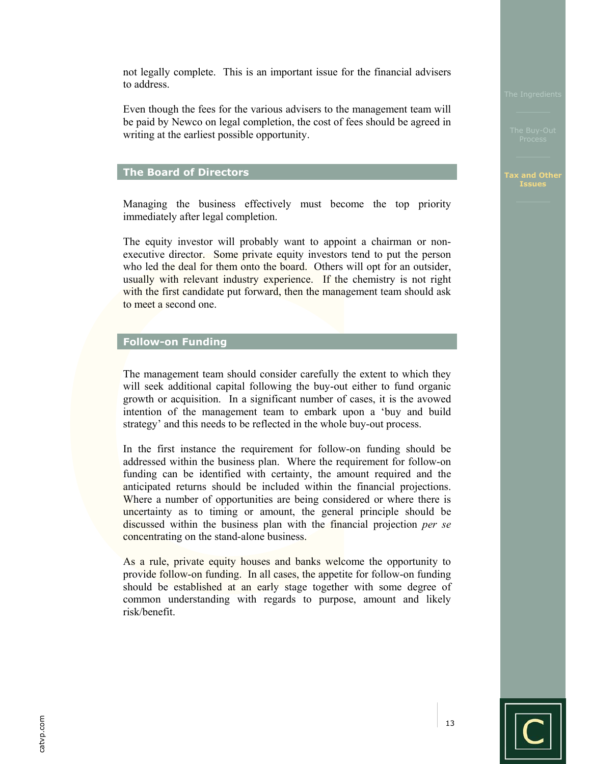not legally complete. This is an important issue for the financial advisers to address.

Even though the fees for the various advisers to the management team will be paid by Newco on legal completion, the cost of fees should be agreed in writing at the earliest possible opportunity.

## The Board of Directors

Managing the business effectively must become the top priority immediately after legal completion.

The equity investor will probably want to appoint a chairman or non-executive director. Some private equity investors tend to put the person who led the deal for them onto the board. Others will opt for an outsider, usually with relevant industry experience. If the chemistry is not right with the first candidate put forward, then the management team should ask to meet a second one.

## Follow-on Funding

The management team should consider carefully the extent to which they will seek additional capital following the buy-out either to fund organic growth or acquisition. In a significant number of cases, it is the avowed intention of the management team to embark upon a 'buy and build strategy' and this needs to be reflected in the whole buy-out process.

In the first instance the requirement for follow-on funding should be addressed within the business plan. Where the requirement for follow-on funding can be identified with certainty, the amount required and the anticipated returns should be included within the financial projections. Where a number of opportunities are being considered or where there is uncertainty as to timing or amount, the general principle should be discussed within the business plan with the financial projection *per se* concentrating on the stand-alone business.

As a rule, private equity houses and banks welcome the opportunity to provide follow-on funding. In all cases, the appetite for follow-on funding should be established at an early stage together with some degree of common understanding with regards to purpose, amount and likely risk/benefit.